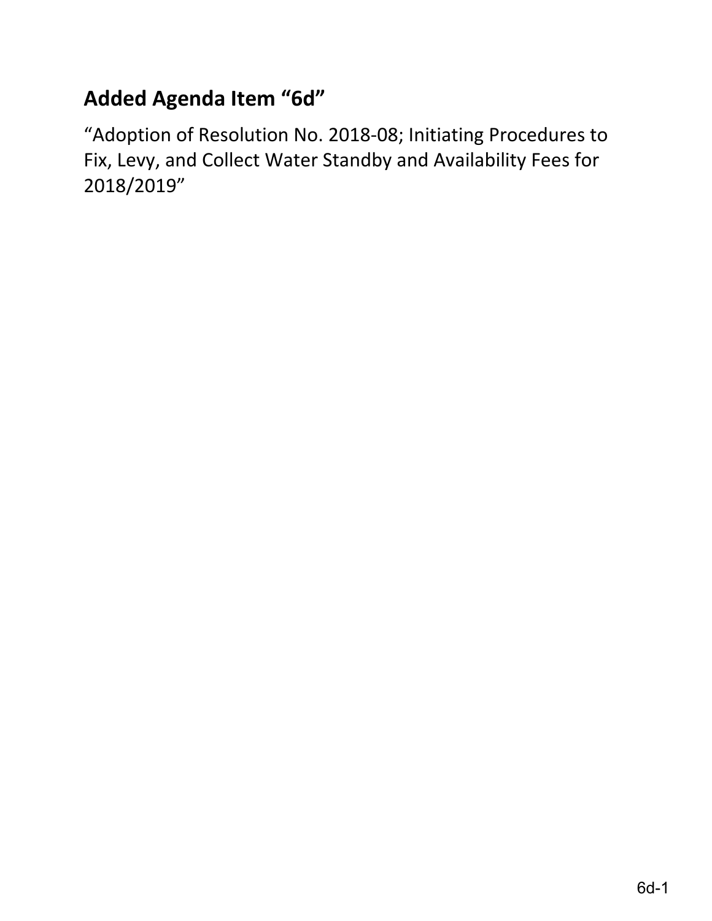## Added Agenda Item "6d"

"Adoption of Resolution No. 2018-08; Initiating Procedures to Fix, Levy, and Collect Water Standby and Availability Fees for 2018/2019"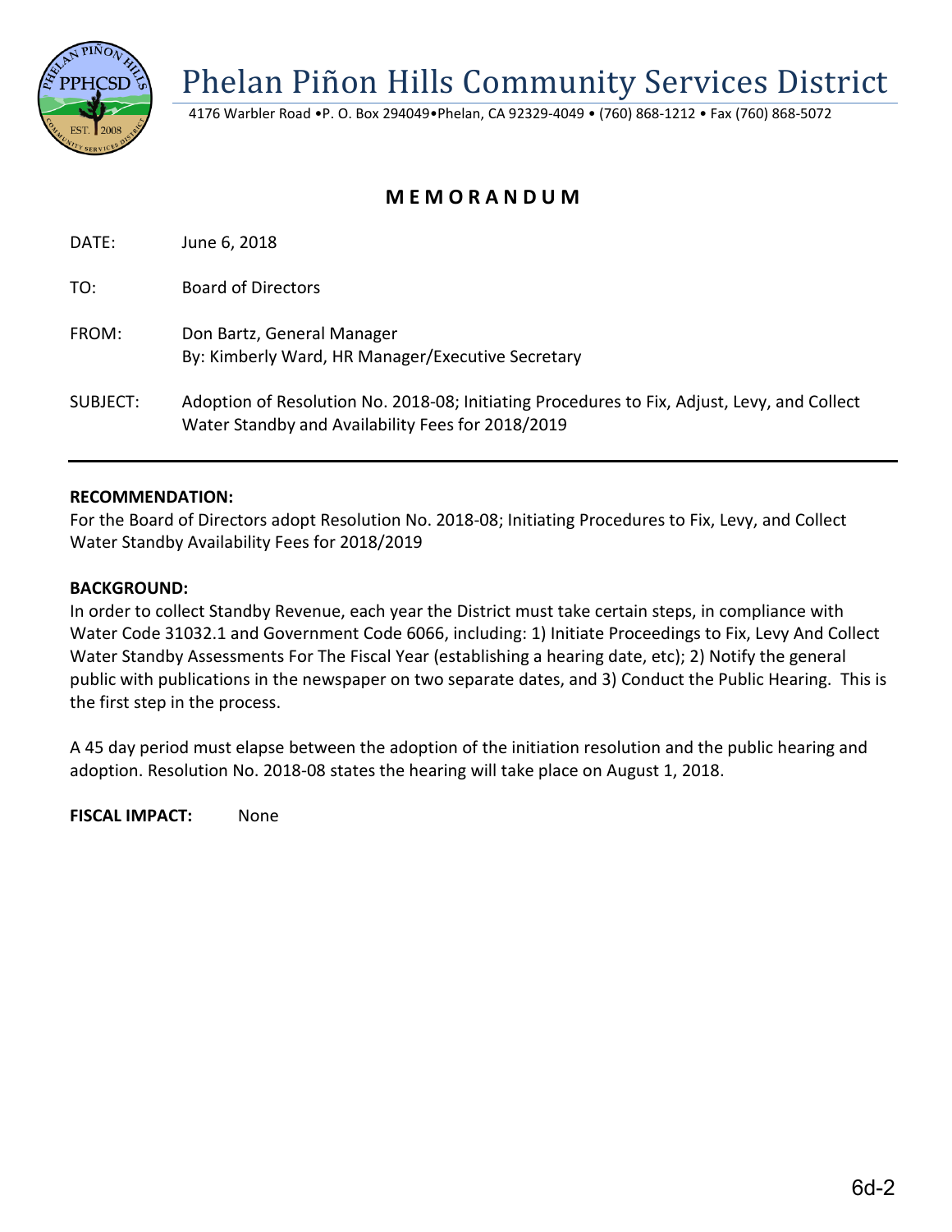# Phelan Piñon Hills Community Services District

4176 Warbler Road •P. O. Box 294049•Phelan, CA 92329-4049 • (760) 868-1212 • Fax (760) 868-5072

## M E M O R A N D U M

DATE: June 6, 2018

TO: Board of Directors

FROM: Don Bartz, General Manager
By: Kimberly Ward, HR Manager/Executive Secretary

SUBJECT: Adoption of Resolution No. 2018-08; Initiating Procedures to Fix, Adjust, Levy, and Collect Water Standby and Availability Fees for 2018/2019

---

**RECOMMENDATION:**

For the Board of Directors adopt Resolution No. 2018-08; Initiating Procedures to Fix, Levy, and Collect Water Standby Availability Fees for 2018/2019

**BACKGROUND:**

In order to collect Standby Revenue, each year the District must take certain steps, in compliance with Water Code 31032.1 and Government Code 6066, including: 1) Initiate Proceedings to Fix, Levy And Collect Water Standby Assessments For The Fiscal Year (establishing a hearing date, etc); 2) Notify the general public with publications in the newspaper on two separate dates, and 3) Conduct the Public Hearing. This is the first step in the process.

A 45 day period must elapse between the adoption of the initiation resolution and the public hearing and adoption. Resolution No. 2018-08 states the hearing will take place on August 1, 2018.

**FISCAL IMPACT:** None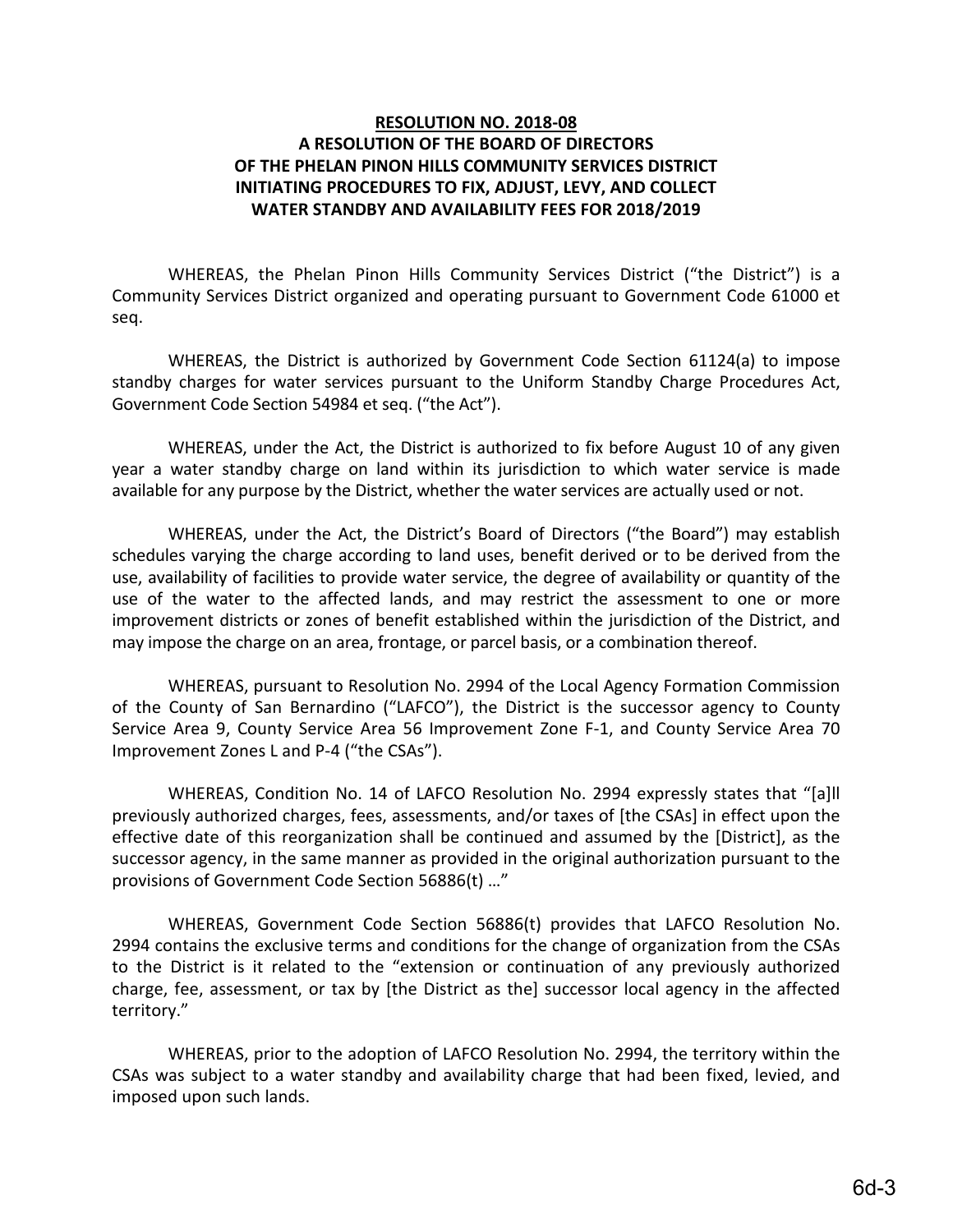**RESOLUTION NO. 2018-08**
**A RESOLUTION OF THE BOARD OF DIRECTORS**
**OF THE PHELAN PINON HILLS COMMUNITY SERVICES DISTRICT**
**INITIATING PROCEDURES TO FIX, ADJUST, LEVY, AND COLLECT**
**WATER STANDBY AND AVAILABILITY FEES FOR 2018/2019**

WHEREAS, the Phelan Pinon Hills Community Services District ("the District") is a Community Services District organized and operating pursuant to Government Code 61000 et seq.

WHEREAS, the District is authorized by Government Code Section 61124(a) to impose standby charges for water services pursuant to the Uniform Standby Charge Procedures Act, Government Code Section 54984 et seq. ("the Act").

WHEREAS, under the Act, the District is authorized to fix before August 10 of any given year a water standby charge on land within its jurisdiction to which water service is made available for any purpose by the District, whether the water services are actually used or not.

WHEREAS, under the Act, the District's Board of Directors ("the Board") may establish schedules varying the charge according to land uses, benefit derived or to be derived from the use, availability of facilities to provide water service, the degree of availability or quantity of the use of the water to the affected lands, and may restrict the assessment to one or more improvement districts or zones of benefit established within the jurisdiction of the District, and may impose the charge on an area, frontage, or parcel basis, or a combination thereof.

WHEREAS, pursuant to Resolution No. 2994 of the Local Agency Formation Commission of the County of San Bernardino ("LAFCO"), the District is the successor agency to County Service Area 9, County Service Area 56 Improvement Zone F-1, and County Service Area 70 Improvement Zones L and P-4 ("the CSAs").

WHEREAS, Condition No. 14 of LAFCO Resolution No. 2994 expressly states that "[a]ll previously authorized charges, fees, assessments, and/or taxes of [the CSAs] in effect upon the effective date of this reorganization shall be continued and assumed by the [District], as the successor agency, in the same manner as provided in the original authorization pursuant to the provisions of Government Code Section 56886(t) …"

WHEREAS, Government Code Section 56886(t) provides that LAFCO Resolution No. 2994 contains the exclusive terms and conditions for the change of organization from the CSAs to the District is it related to the "extension or continuation of any previously authorized charge, fee, assessment, or tax by [the District as the] successor local agency in the affected territory."

WHEREAS, prior to the adoption of LAFCO Resolution No. 2994, the territory within the CSAs was subject to a water standby and availability charge that had been fixed, levied, and imposed upon such lands.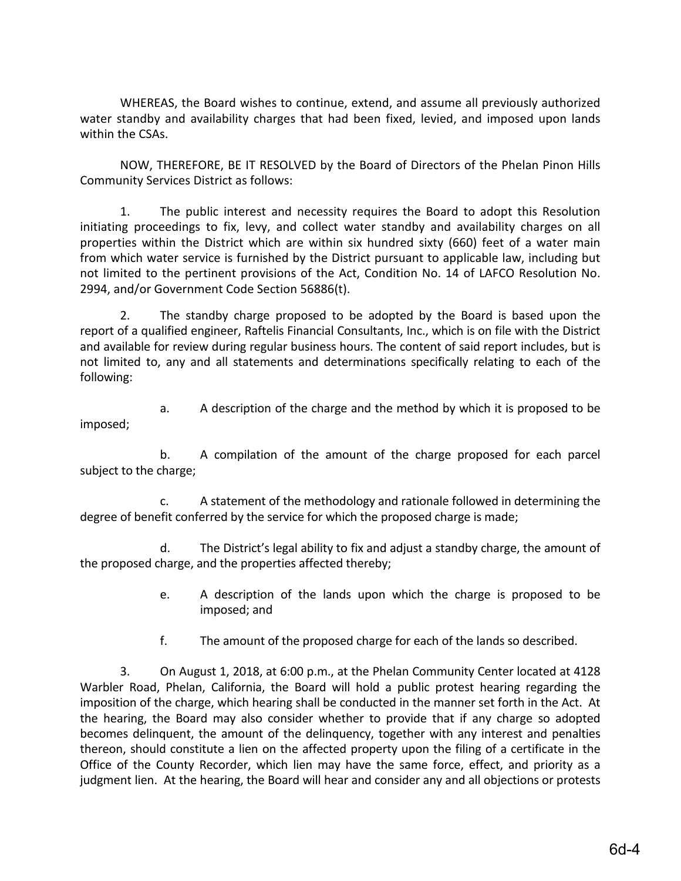WHEREAS, the Board wishes to continue, extend, and assume all previously authorized water standby and availability charges that had been fixed, levied, and imposed upon lands within the CSAs.

NOW, THEREFORE, BE IT RESOLVED by the Board of Directors of the Phelan Pinon Hills Community Services District as follows:

1. The public interest and necessity requires the Board to adopt this Resolution initiating proceedings to fix, levy, and collect water standby and availability charges on all properties within the District which are within six hundred sixty (660) feet of a water main from which water service is furnished by the District pursuant to applicable law, including but not limited to the pertinent provisions of the Act, Condition No. 14 of LAFCO Resolution No. 2994, and/or Government Code Section 56886(t).

2. The standby charge proposed to be adopted by the Board is based upon the report of a qualified engineer, Raftelis Financial Consultants, Inc., which is on file with the District and available for review during regular business hours. The content of said report includes, but is not limited to, any and all statements and determinations specifically relating to each of the following:

   a. A description of the charge and the method by which it is proposed to be imposed;

   b. A compilation of the amount of the charge proposed for each parcel subject to the charge;

   c. A statement of the methodology and rationale followed in determining the degree of benefit conferred by the service for which the proposed charge is made;

   d. The District's legal ability to fix and adjust a standby charge, the amount of the proposed charge, and the properties affected thereby;

   e. A description of the lands upon which the charge is proposed to be imposed; and

   f. The amount of the proposed charge for each of the lands so described.

3. On August 1, 2018, at 6:00 p.m., at the Phelan Community Center located at 4128 Warbler Road, Phelan, California, the Board will hold a public protest hearing regarding the imposition of the charge, which hearing shall be conducted in the manner set forth in the Act. At the hearing, the Board may also consider whether to provide that if any charge so adopted becomes delinquent, the amount of the delinquency, together with any interest and penalties thereon, should constitute a lien on the affected property upon the filing of a certificate in the Office of the County Recorder, which lien may have the same force, effect, and priority as a judgment lien. At the hearing, the Board will hear and consider any and all objections or protests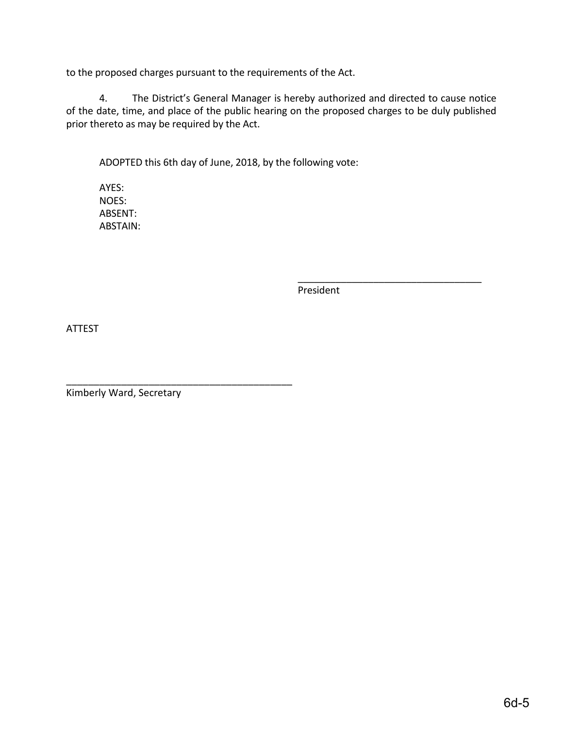to the proposed charges pursuant to the requirements of the Act.

4. The District's General Manager is hereby authorized and directed to cause notice of the date, time, and place of the public hearing on the proposed charges to be duly published prior thereto as may be required by the Act.

ADOPTED this 6th day of June, 2018, by the following vote:

AYES:
NOES:
ABSENT:
ABSTAIN:

\_\_\_\_\_\_\_\_\_\_\_\_\_\_\_\_\_\_\_\_\_\_\_\_\_\_\_\_\_\_\_\_\_\_
President

ATTEST

\_\_\_\_\_\_\_\_\_\_\_\_\_\_\_\_\_\_\_\_\_\_\_\_\_\_\_\_\_\_\_\_\_\_\_\_\_\_\_\_
Kimberly Ward, Secretary